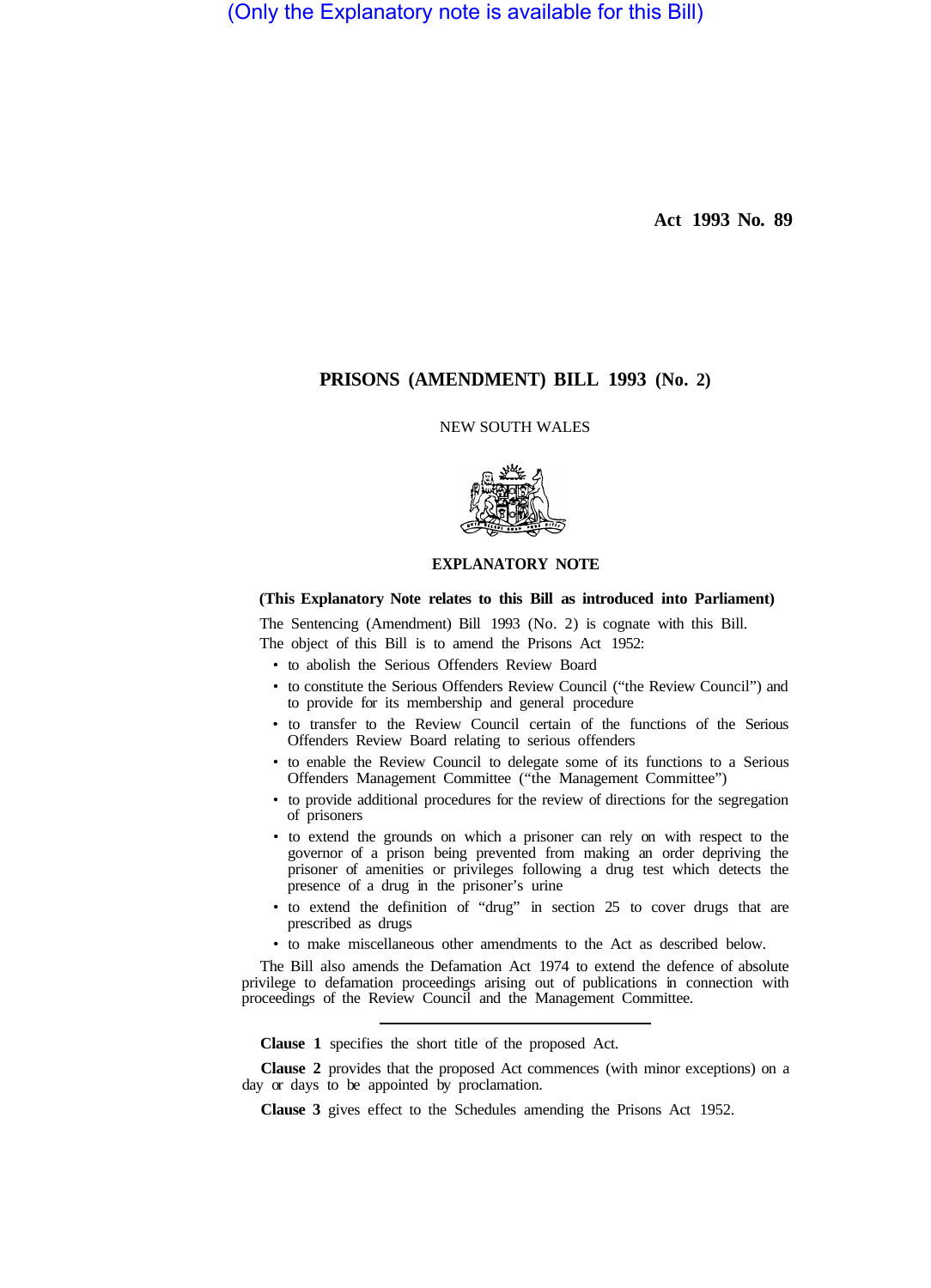(Only the Explanatory note is available for this Bill)

Act 1993 No. 89

# PRISONS (AMENDMENT) BILL 1993 (No. 2)

NEW SOUTH WALES

## EXPLANATORY NOTE

**(This Explanatory Note relates to this Bill as introduced into Parliament)**

The Sentencing (Amendment) Bill 1993 (No. 2) is cognate with this Bill.

The object of this Bill is to amend the Prisons Act 1952:

- to abolish the Serious Offenders Review Board
- to constitute the Serious Offenders Review Council ("the Review Council") and to provide for its membership and general procedure
- to transfer to the Review Council certain of the functions of the Serious Offenders Review Board relating to serious offenders
- to enable the Review Council to delegate some of its functions to a Serious Offenders Management Committee ("the Management Committee")
- to provide additional procedures for the review of directions for the segregation of prisoners
- to extend the grounds on which a prisoner can rely on with respect to the governor of a prison being prevented from making an order depriving the prisoner of amenities or privileges following a drug test which detects the presence of a drug in the prisoner's urine
- to extend the definition of "drug" in section 25 to cover drugs that are prescribed as drugs
- to make miscellaneous other amendments to the Act as described below.

The Bill also amends the Defamation Act 1974 to extend the defence of absolute privilege to defamation proceedings arising out of publications in connection with proceedings of the Review Council and the Management Committee.

---

**Clause 1** specifies the short title of the proposed Act.

**Clause 2** provides that the proposed Act commences (with minor exceptions) on a day or days to be appointed by proclamation.

**Clause 3** gives effect to the Schedules amending the Prisons Act 1952.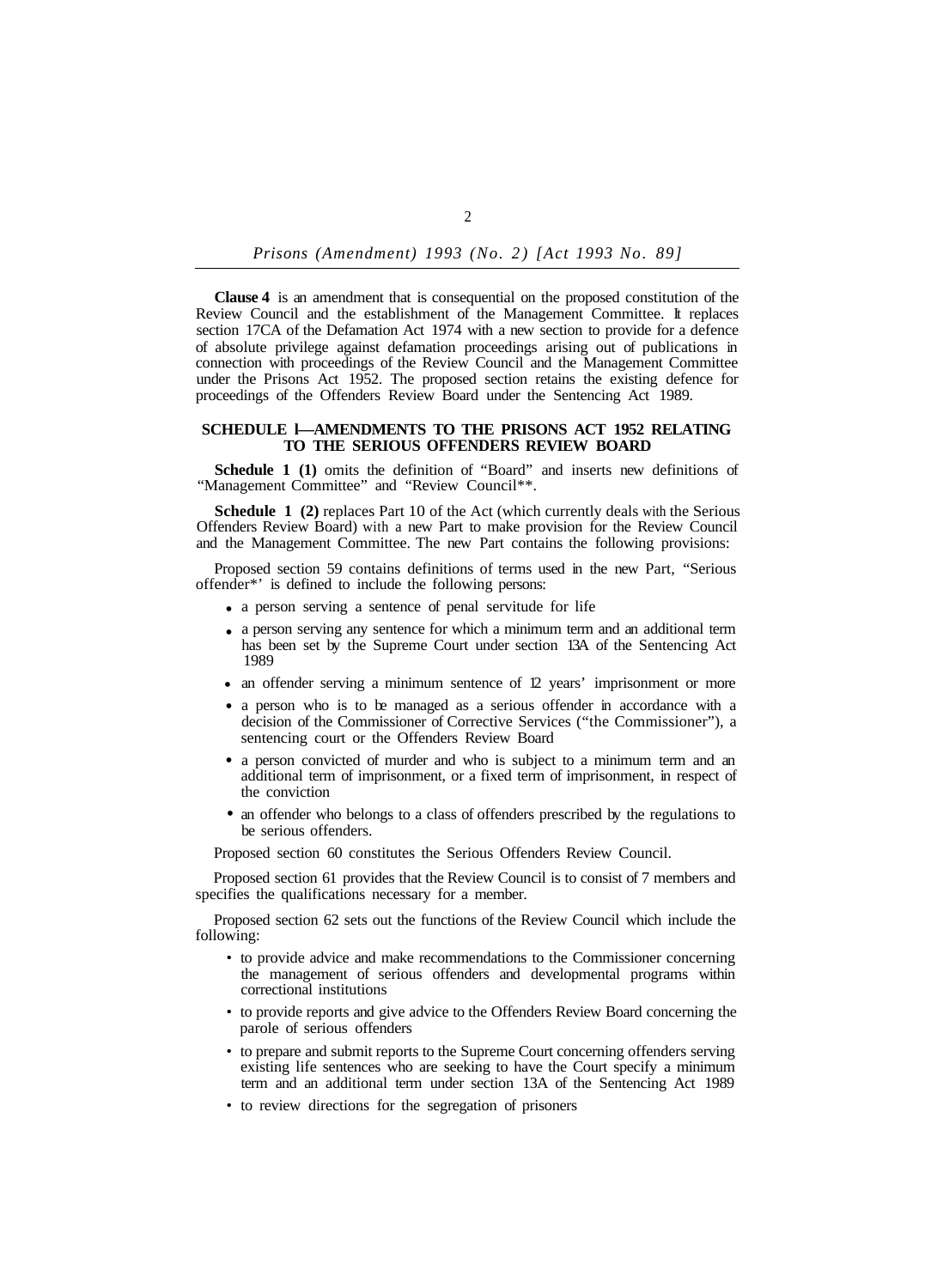**Clause 4** is an amendment that is consequential on the proposed constitution of the Review Council and the establishment of the Management Committee. It replaces section 17CA of the Defamation Act 1974 with a new section to provide for a defence of absolute privilege against defamation proceedings arising out of publications in connection with proceedings of the Review Council and the Management Committee under the Prisons Act 1952. The proposed section retains the existing defence for proceedings of the Offenders Review Board under the Sentencing Act 1989.

## SCHEDULE 1—AMENDMENTS TO THE PRISONS ACT 1952 RELATING TO THE SERIOUS OFFENDERS REVIEW BOARD

**Schedule 1 (1)** omits the definition of "Board" and inserts new definitions of "Management Committee" and "Review Council".

**Schedule 1 (2)** replaces Part 10 of the Act (which currently deals with the Serious Offenders Review Board) with a new Part to make provision for the Review Council and the Management Committee. The new Part contains the following provisions:

Proposed section 59 contains definitions of terms used in the new Part, "Serious offender" is defined to include the following persons:

- a person serving a sentence of penal servitude for life
- a person serving any sentence for which a minimum term and an additional term has been set by the Supreme Court under section 13A of the Sentencing Act 1989
- an offender serving a minimum sentence of 12 years' imprisonment or more
- a person who is to be managed as a serious offender in accordance with a decision of the Commissioner of Corrective Services ("the Commissioner"), a sentencing court or the Offenders Review Board
- a person convicted of murder and who is subject to a minimum term and an additional term of imprisonment, or a fixed term of imprisonment, in respect of the conviction
- an offender who belongs to a class of offenders prescribed by the regulations to be serious offenders.

Proposed section 60 constitutes the Serious Offenders Review Council.

Proposed section 61 provides that the Review Council is to consist of 7 members and specifies the qualifications necessary for a member.

Proposed section 62 sets out the functions of the Review Council which include the following:

- to provide advice and make recommendations to the Commissioner concerning the management of serious offenders and developmental programs within correctional institutions
- to provide reports and give advice to the Offenders Review Board concerning the parole of serious offenders
- to prepare and submit reports to the Supreme Court concerning offenders serving existing life sentences who are seeking to have the Court specify a minimum term and an additional term under section 13A of the Sentencing Act 1989
- to review directions for the segregation of prisoners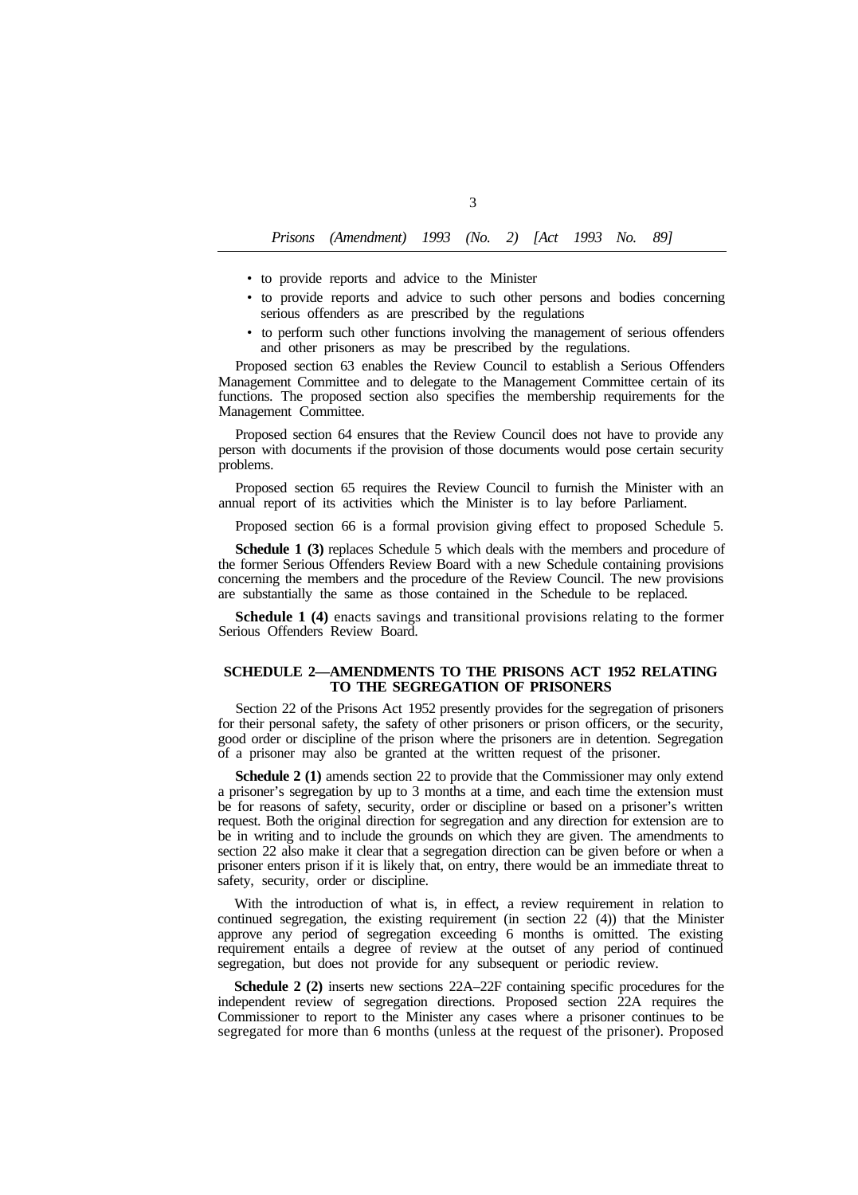- to provide reports and advice to the Minister
- to provide reports and advice to such other persons and bodies concerning serious offenders as are prescribed by the regulations
- to perform such other functions involving the management of serious offenders and other prisoners as may be prescribed by the regulations.

Proposed section 63 enables the Review Council to establish a Serious Offenders Management Committee and to delegate to the Management Committee certain of its functions. The proposed section also specifies the membership requirements for the Management Committee.

Proposed section 64 ensures that the Review Council does not have to provide any person with documents if the provision of those documents would pose certain security problems.

Proposed section 65 requires the Review Council to furnish the Minister with an annual report of its activities which the Minister is to lay before Parliament.

Proposed section 66 is a formal provision giving effect to proposed Schedule 5.

**Schedule 1 (3)** replaces Schedule 5 which deals with the members and procedure of the former Serious Offenders Review Board with a new Schedule containing provisions concerning the members and the procedure of the Review Council. The new provisions are substantially the same as those contained in the Schedule to be replaced.

**Schedule 1 (4)** enacts savings and transitional provisions relating to the former Serious Offenders Review Board.

## SCHEDULE 2—AMENDMENTS TO THE PRISONS ACT 1952 RELATING TO THE SEGREGATION OF PRISONERS

Section 22 of the Prisons Act 1952 presently provides for the segregation of prisoners for their personal safety, the safety of other prisoners or prison officers, or the security, good order or discipline of the prison where the prisoners are in detention. Segregation of a prisoner may also be granted at the written request of the prisoner.

**Schedule 2 (1)** amends section 22 to provide that the Commissioner may only extend a prisoner's segregation by up to 3 months at a time, and each time the extension must be for reasons of safety, security, order or discipline or based on a prisoner's written request. Both the original direction for segregation and any direction for extension are to be in writing and to include the grounds on which they are given. The amendments to section 22 also make it clear that a segregation direction can be given before or when a prisoner enters prison if it is likely that, on entry, there would be an immediate threat to safety, security, order or discipline.

With the introduction of what is, in effect, a review requirement in relation to continued segregation, the existing requirement (in section 22 (4)) that the Minister approve any period of segregation exceeding 6 months is omitted. The existing requirement entails a degree of review at the outset of any period of continued segregation, but does not provide for any subsequent or periodic review.

**Schedule 2 (2)** inserts new sections 22A–22F containing specific procedures for the independent review of segregation directions. Proposed section 22A requires the Commissioner to report to the Minister any cases where a prisoner continues to be segregated for more than 6 months (unless at the request of the prisoner). Proposed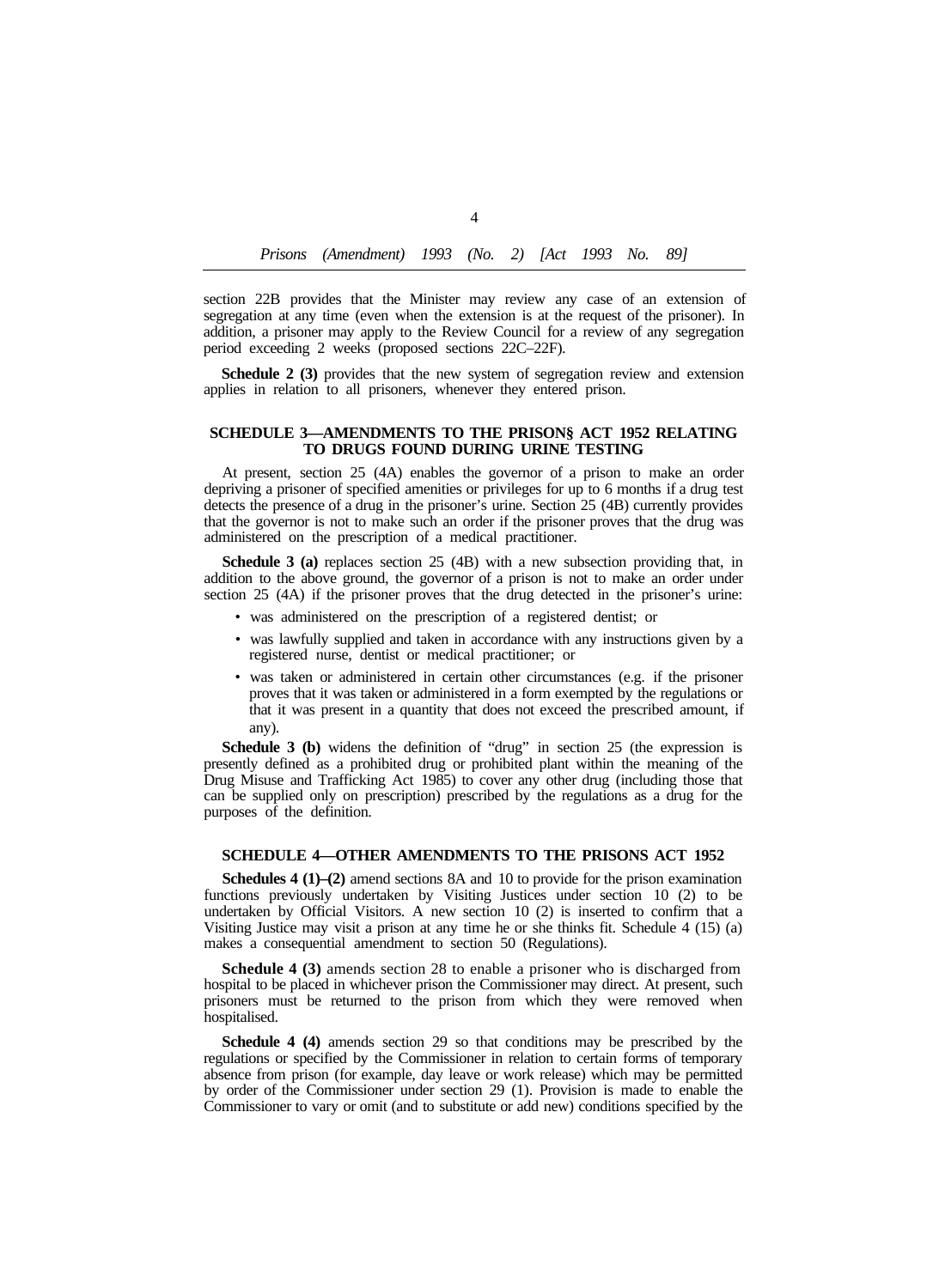section 22B provides that the Minister may review any case of an extension of segregation at any time (even when the extension is at the request of the prisoner). In addition, a prisoner may apply to the Review Council for a review of any segregation period exceeding 2 weeks (proposed sections 22C–22F).

**Schedule 2 (3)** provides that the new system of segregation review and extension applies in relation to all prisoners, whenever they entered prison.

## SCHEDULE 3—AMENDMENTS TO THE PRISON§ ACT 1952 RELATING TO DRUGS FOUND DURING URINE TESTING

At present, section 25 (4A) enables the governor of a prison to make an order depriving a prisoner of specified amenities or privileges for up to 6 months if a drug test detects the presence of a drug in the prisoner's urine. Section 25 (4B) currently provides that the governor is not to make such an order if the prisoner proves that the drug was administered on the prescription of a medical practitioner.

**Schedule 3 (a)** replaces section 25 (4B) with a new subsection providing that, in addition to the above ground, the governor of a prison is not to make an order under section 25 (4A) if the prisoner proves that the drug detected in the prisoner's urine:

- was administered on the prescription of a registered dentist; or
- was lawfully supplied and taken in accordance with any instructions given by a registered nurse, dentist or medical practitioner; or
- was taken or administered in certain other circumstances (e.g. if the prisoner proves that it was taken or administered in a form exempted by the regulations or that it was present in a quantity that does not exceed the prescribed amount, if any).

**Schedule 3 (b)** widens the definition of "drug" in section 25 (the expression is presently defined as a prohibited drug or prohibited plant within the meaning of the Drug Misuse and Trafficking Act 1985) to cover any other drug (including those that can be supplied only on prescription) prescribed by the regulations as a drug for the purposes of the definition.

## SCHEDULE 4—OTHER AMENDMENTS TO THE PRISONS ACT 1952

**Schedules 4 (1)–(2)** amend sections 8A and 10 to provide for the prison examination functions previously undertaken by Visiting Justices under section 10 (2) to be undertaken by Official Visitors. A new section 10 (2) is inserted to confirm that a Visiting Justice may visit a prison at any time he or she thinks fit. Schedule 4 (15) (a) makes a consequential amendment to section 50 (Regulations).

**Schedule 4 (3)** amends section 28 to enable a prisoner who is discharged from hospital to be placed in whichever prison the Commissioner may direct. At present, such prisoners must be returned to the prison from which they were removed when hospitalised.

**Schedule 4 (4)** amends section 29 so that conditions may be prescribed by the regulations or specified by the Commissioner in relation to certain forms of temporary absence from prison (for example, day leave or work release) which may be permitted by order of the Commissioner under section 29 (1). Provision is made to enable the Commissioner to vary or omit (and to substitute or add new) conditions specified by the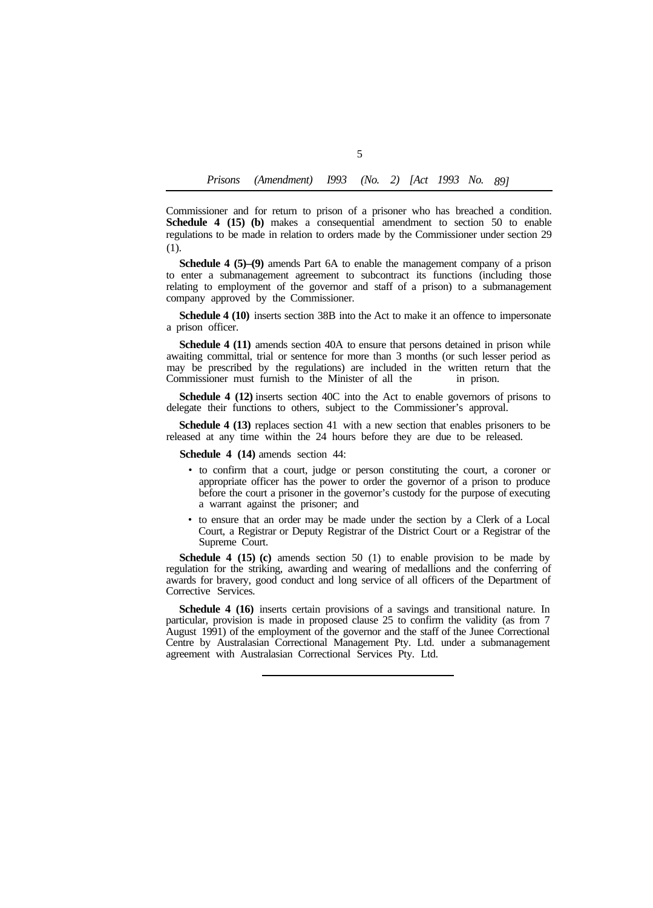Commissioner and for return to prison of a prisoner who has breached a condition. **Schedule 4 (15) (b)** makes a consequential amendment to section 50 to enable regulations to be made in relation to orders made by the Commissioner under section 29 (1).

**Schedule 4 (5)–(9)** amends Part 6A to enable the management company of a prison to enter a submanagement agreement to subcontract its functions (including those relating to employment of the governor and staff of a prison) to a submanagement company approved by the Commissioner.

**Schedule 4 (10)** inserts section 38B into the Act to make it an offence to impersonate a prison officer.

**Schedule 4 (11)** amends section 40A to ensure that persons detained in prison while awaiting committal, trial or sentence for more than 3 months (or such lesser period as may be prescribed by the regulations) are included in the written return that the Commissioner must furnish to the Minister of all the in prison.

**Schedule 4 (12)** inserts section 40C into the Act to enable governors of prisons to delegate their functions to others, subject to the Commissioner's approval.

**Schedule 4 (13)** replaces section 41 with a new section that enables prisoners to be released at any time within the 24 hours before they are due to be released.

**Schedule 4 (14)** amends section 44:

- to confirm that a court, judge or person constituting the court, a coroner or appropriate officer has the power to order the governor of a prison to produce before the court a prisoner in the governor's custody for the purpose of executing a warrant against the prisoner; and
- to ensure that an order may be made under the section by a Clerk of a Local Court, a Registrar or Deputy Registrar of the District Court or a Registrar of the Supreme Court.

**Schedule 4 (15) (c)** amends section 50 (1) to enable provision to be made by regulation for the striking, awarding and wearing of medallions and the conferring of awards for bravery, good conduct and long service of all officers of the Department of Corrective Services.

**Schedule 4 (16)** inserts certain provisions of a savings and transitional nature. In particular, provision is made in proposed clause 25 to confirm the validity (as from 7 August 1991) of the employment of the governor and the staff of the Junee Correctional Centre by Australasian Correctional Management Pty. Ltd. under a submanagement agreement with Australasian Correctional Services Pty. Ltd.